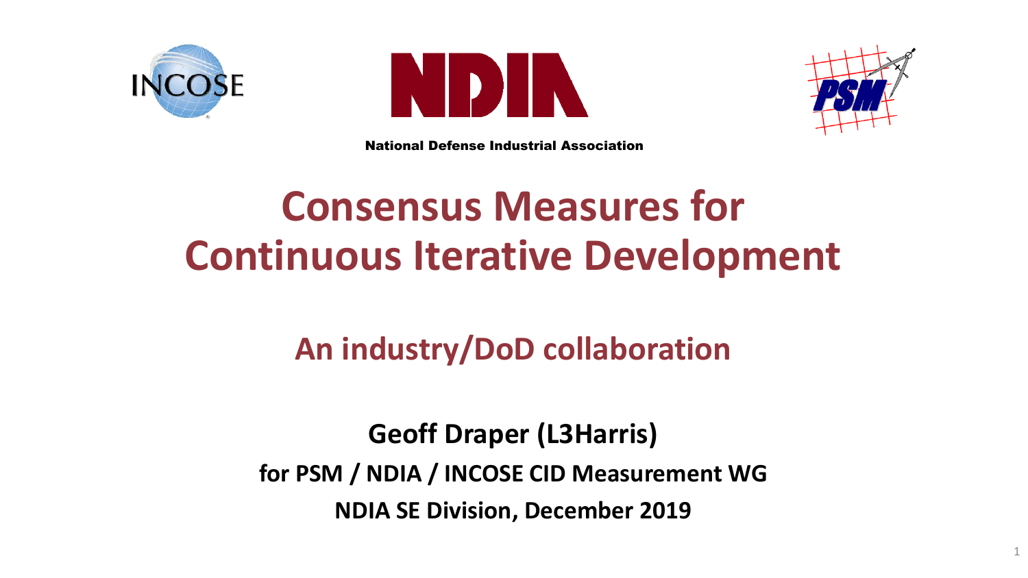National Defense Industrial Association

# Consensus Measures for Continuous Iterative Development

## An industry/DoD collaboration

**Geoff Draper (L3Harris)**

**for PSM / NDIA / INCOSE CID Measurement WG**

**NDIA SE Division, December 2019**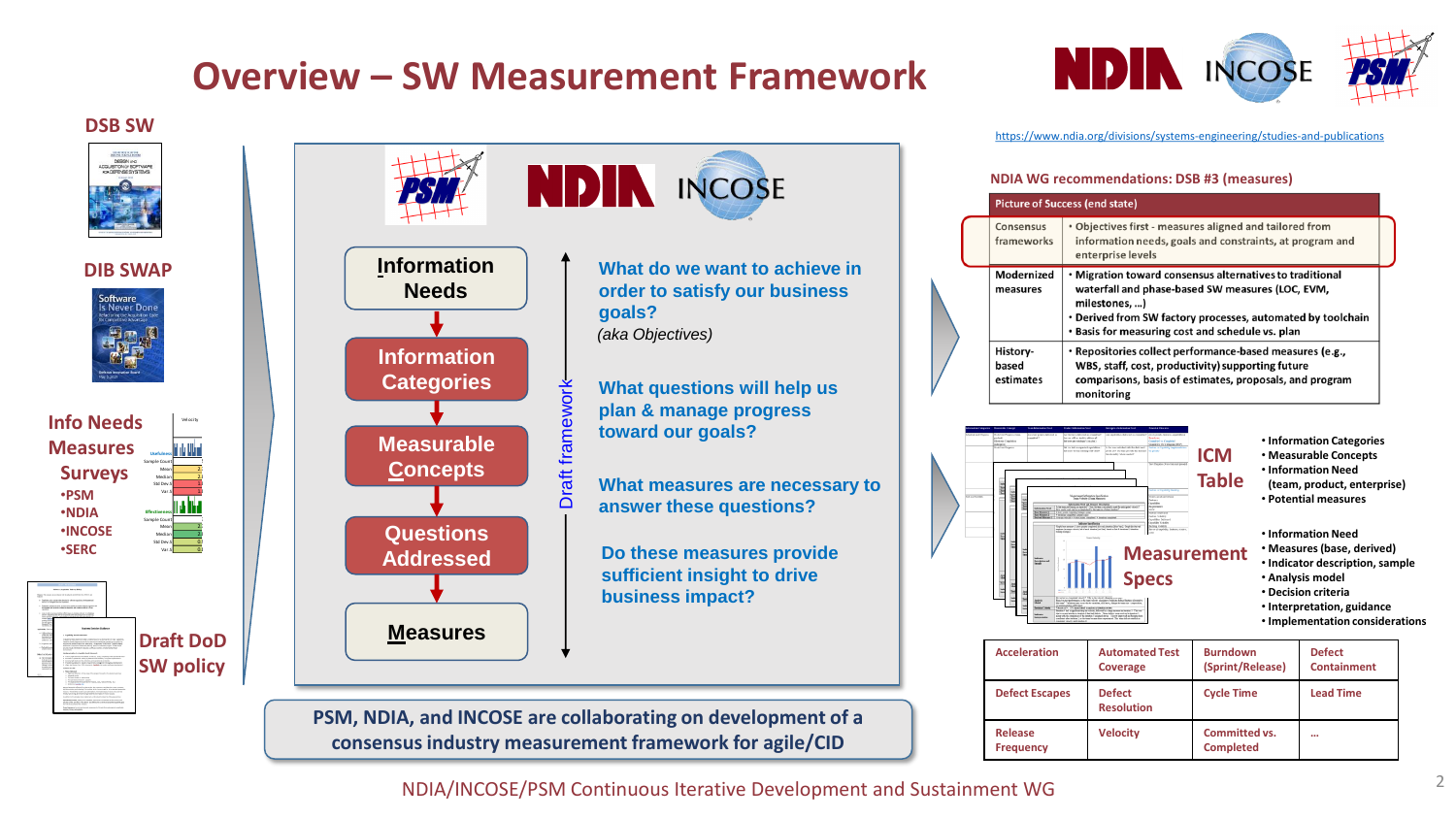# Overview – SW Measurement Framework

NDIA INCOSE PSM

## DSB SW

## DIB SWAP

Software Is Never Done

Info Needs
Measures
Surveys
- PSM
- NDIA
- INCOSE
- SERC

Draft DoD SW policy

---

PSM NDIA INCOSE

**Information Needs** → **Information Categories** → **Measurable Concepts** → **Questions Addressed** → **Measures**

Draft framework

**What do we want to achieve in order to satisfy our business goals?**
*(aka Objectives)*

**What questions will help us plan & manage progress toward our goals?**

**What measures are necessary to answer these questions?**

**Do these measures provide sufficient insight to drive business impact?**

**PSM, NDIA, and INCOSE are collaborating on development of a consensus industry measurement framework for agile/CID**

---

https://www.ndia.org/divisions/systems-engineering/studies-and-publications

**NDIA WG recommendations: DSB #3 (measures)**

| Picture of Success (end state) | |
|---|---|
| Consensus frameworks | • Objectives first - measures aligned and tailored from information needs, goals and constraints, at program and enterprise levels |
| Modernized measures | • Migration toward consensus alternatives to traditional waterfall and phase-based SW measures (LOC, EVM, milestones, …)<br>• Derived from SW factory processes, automated by toolchain<br>• Basis for measuring cost and schedule vs. plan |
| History-based estimates | • Repositories collect performance-based measures (e.g., WBS, staff, cost, productivity) supporting future comparisons, basis of estimates, proposals, and program monitoring |

**ICM Table**
- Information Categories
- Measurable Concepts
- Information Need (team, product, enterprise)
- Potential measures

**Measurement Specs**
- Information Need
- Measures (base, derived)
- Indicator description, sample
- Analysis model
- Decision criteria
- Interpretation, guidance
- Implementation considerations

| Acceleration | Automated Test Coverage | Burndown (Sprint/Release) | Defect Containment |
|---|---|---|---|
| Defect Escapes | Defect Resolution | Cycle Time | Lead Time |
| Release Frequency | Velocity | Committed vs. Completed | … |

NDIA/INCOSE/PSM Continuous Iterative Development and Sustainment WG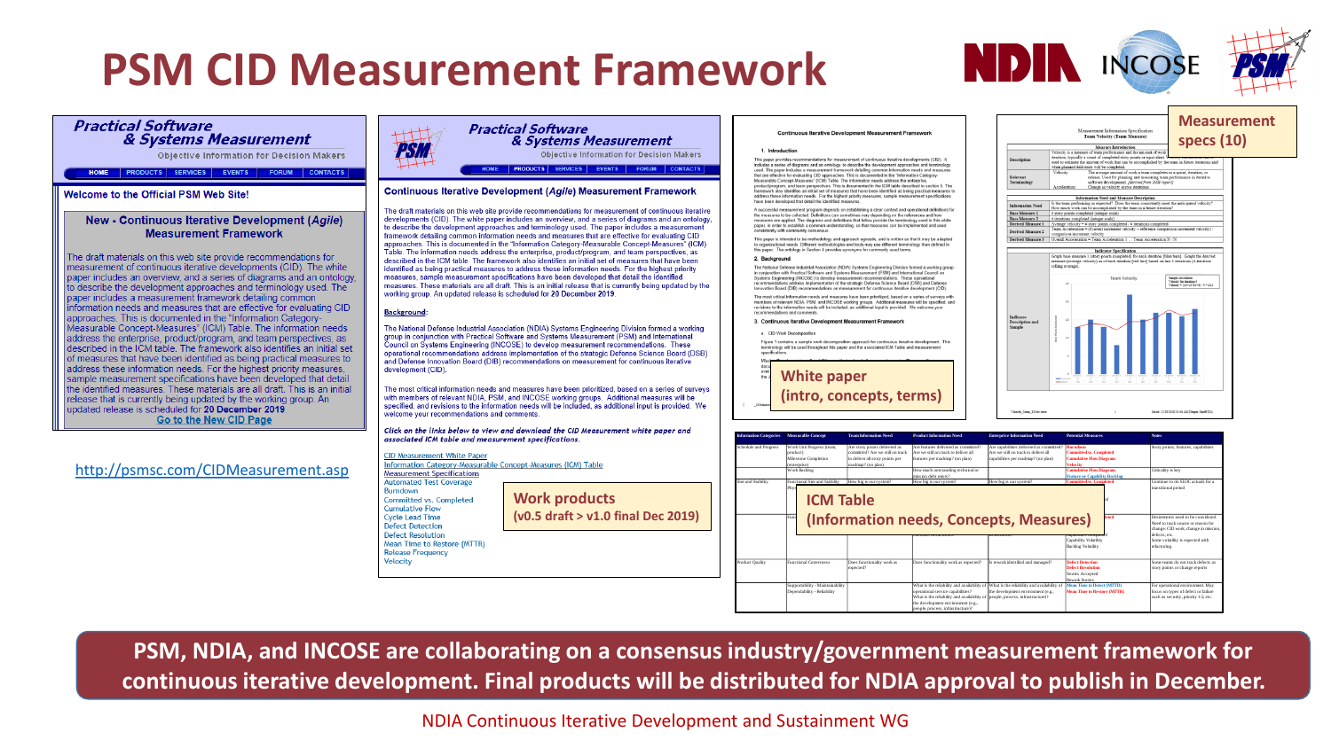# PSM CID Measurement Framework

## Practical Software & Systems Measurement

Objective Information for Decision Makers

HOME | PRODUCTS | SERVICES | EVENTS | FORUM | CONTACTS

**Welcome to the Official PSM Web Site!**

### New - Continuous Iterative Development (Agile) Measurement Framework

The draft materials on this web site provide recommendations for measurement of continuous iterative developments (CID). The white paper includes an overview, and a series of diagrams and an ontology, to describe the development approaches and terminology used. The paper includes a measurement framework detailing common information needs and measures that are effective for evaluating CID approaches. This is documented in the "Information Category-Measurable Concept-Measures" (ICM) Table. The information needs address the enterprise, product/program, and team perspectives, as described in the ICM table. The framework also identifies an initial set of measures that have been identified as being practical measures to address these information needs. For the highest priority measures, sample measurement specifications have been developed that detail the identified measures. These are all draft. This is an initial release that is currently being updated by the working group. An updated release is scheduled for **20 December 2019**.

Go to the New CID Page

http://psmsc.com/CIDMeasurement.asp

## Practical Software & Systems Measurement

Objective Information for Decision Makers

HOME | PRODUCTS | SERVICES | EVENTS | FORUM | CONTACTS

**Continuous Iterative Development (Agile) Measurement Framework**

The draft materials on this web site provide recommendations for measurement of continuous iterative developments (CID). The white paper includes an overview, and a series of diagrams and an ontology, to describe the development approaches and terminology used. The paper includes a measurement framework detailing common information needs and measures that are effective for evaluating CID approaches. This is documented in the "Information Category-Measurable Concept-Measures" (ICM) Table. The information needs address the enterprise, product/program, and team perspectives, as described in the ICM table. The framework also identifies an initial set of measures that have been identified as being practical measures to address these information needs. For the highest priority measures, sample measurement specifications have been developed that detail the identified measures. These materials are all draft. This is an initial release that is currently being updated by the working group. An updated release is scheduled for 20 December 2019.

**Background:**

The National Defense Industrial Association (NDIA) Systems Engineering Division formed a working group in conjunction with Practical Software and Systems Measurement (PSM) and International Council on Systems Engineering (INCOSE) to develop measurement recommendations. These operational recommendations address implementation of the strategic Defense Science Board (DSB) and Defense Innovation Board (DIB) recommendations on measurement for continuous iterative development (CID).

The most critical information needs and measures have been prioritized, based on a series of surveys with members of relevant NDIA, PSM, and INCOSE working groups. Additional measures will be specified, and revisions to the information needs will be included, as additional input is provided. We welcome your recommendations and comments.

*Click on the links below to view and download the CID Measurement white paper and associated ICM table and measurement specifications.*

- CID Measurement White Paper
- Information Category-Measurable Concept-Measures (ICM) Table
- Measurement Specifications
  - Automated Test Coverage
  - Burndown
  - Committed vs. Completed
  - Cumulative Flow
  - Cycle Lead Time
  - Defect Detection
  - Defect Resolution
  - Mean Time to Restore (MTTR)
  - Release Frequency
  - Velocity

**Work products**
(v0.5 draft > v1.0 final Dec 2019)

**White paper**
(intro, concepts, terms)

**Measurement specs (10)**

**ICM Table**
(Information needs, Concepts, Measures)

**PSM, NDIA, and INCOSE are collaborating on a consensus industry/government measurement framework for continuous iterative development. Final products will be distributed for NDIA approval to publish in December.**

NDIA Continuous Iterative Development and Sustainment WG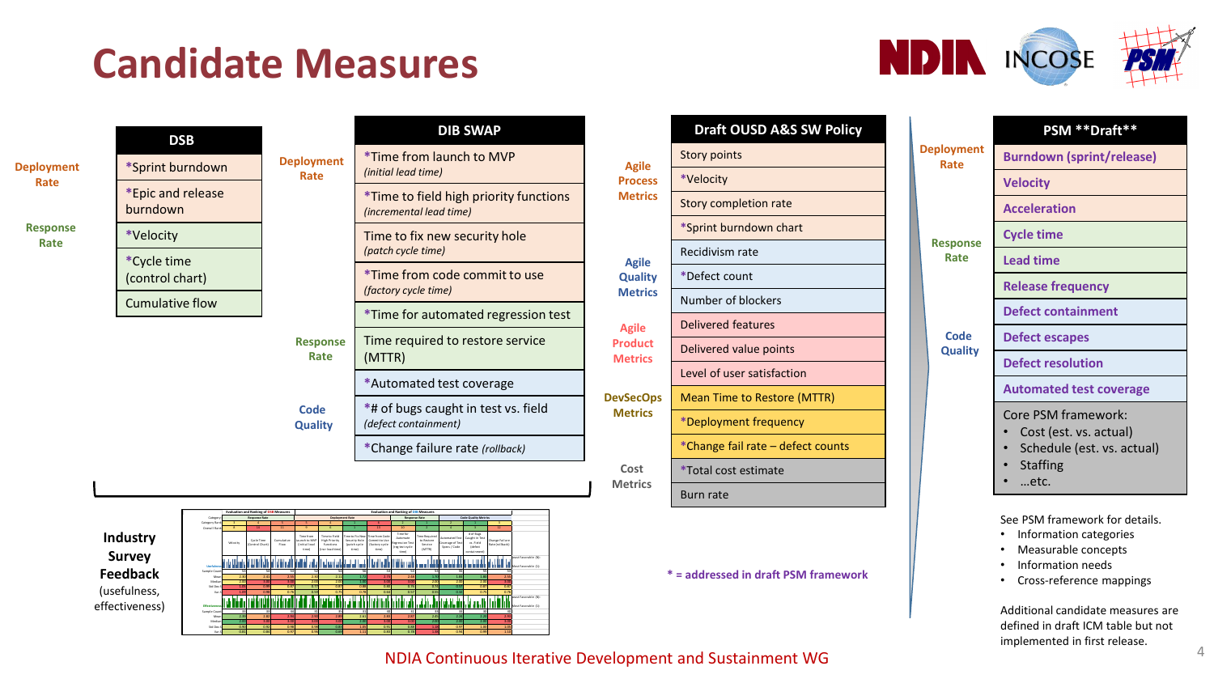# Candidate Measures

### DSB

| Category | DSB |
|---|---|
| Deployment Rate | *Sprint burndown |
| | *Epic and release burndown |
| Response Rate | *Velocity |
| | *Cycle time (control chart) |
| | Cumulative flow |

### DIB SWAP

| Category | DIB SWAP |
|---|---|
| Deployment Rate | *Time from launch to MVP *(initial lead time)* |
| | *Time to field high priority functions *(incremental lead time)* |
| | Time to fix new security hole *(patch cycle time)* |
| | *Time from code commit to use *(factory cycle time)* |
| Response Rate | *Time for automated regression test |
| | Time required to restore service (MTTR) |
| Code Quality | *Automated test coverage |
| | *# of bugs caught in test vs. field *(defect containment)* |
| | *Change failure rate *(rollback)* |

### Draft OUSD A&S SW Policy

| Category | Draft OUSD A&S SW Policy |
|---|---|
| Agile Process Metrics | Story points |
| | *Velocity |
| | Story completion rate |
| | *Sprint burndown chart |
| Agile Quality Metrics | Recidivism rate |
| | *Defect count |
| | Number of blockers |
| Agile Product Metrics | Delivered features |
| | Delivered value points |
| | Level of user satisfaction |
| DevSecOps Metrics | Mean Time to Restore (MTTR) |
| | *Deployment frequency |
| | *Change fail rate – defect counts |
| Cost Metrics | *Total cost estimate |
| | Burn rate |

\* = addressed in draft PSM framework

### PSM **Draft**

| Category | PSM **Draft** |
|---|---|
| Deployment Rate | **Burndown (sprint/release)** |
| | **Velocity** |
| | **Acceleration** |
| Response Rate | **Cycle time** |
| | **Lead time** |
| | **Release frequency** |
| Code Quality | **Defect containment** |
| | **Defect escapes** |
| | **Defect resolution** |
| | **Automated test coverage** |

Core PSM framework:
- Cost (est. vs. actual)
- Schedule (est. vs. actual)
- Staffing
- …etc.

See PSM framework for details.
- Information categories
- Measurable concepts
- Information needs
- Cross-reference mappings

Additional candidate measures are defined in draft ICM table but not implemented in first release.

**Industry Survey Feedback** (usefulness, effectiveness)

NDIA Continuous Iterative Development and Sustainment WG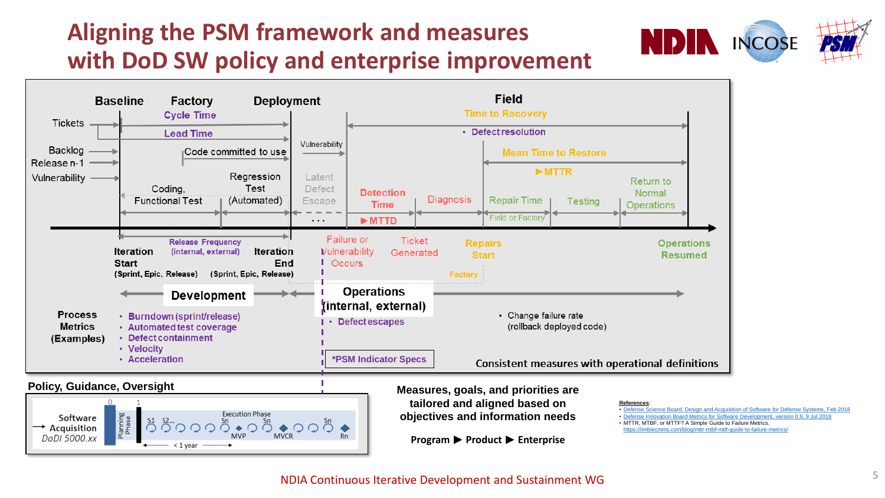# Aligning the PSM framework and measures with DoD SW policy and enterprise improvement

NDIA INCOSE PSM

Baseline
Factory
Deployment
Field

Cycle Time
Lead Time
Time to Recovery
• Defect resolution

Tickets
Backlog
Release n-1
Vulnerability

Code committed to use
Vulnerability

Mean Time to Restore
▶MTTR

Coding, Functional Test
Regression Test (Automated)
Latent Defect Escape
Detection Time
▶MTTD
Diagnosis
Repair Time
Field or Factory
Testing
Return to Normal Operations

Release Frequency (internal, external)
Iteration Start (Sprint, Epic, Release)
Iteration End (Sprint, Epic, Release)
Failure or Vulnerability Occurs
Ticket Generated
Repairs Start
Factory
Operations Resumed

Development
Operations (internal, external)

Process Metrics (Examples)

- Burndown (sprint/release)
- Automated test coverage
- Defect containment
- Velocity
- Acceleration

- Defect escapes

- Change failure rate (rollback deployed code)

*PSM Indicator Specs

Consistent measures with operational definitions

## Policy, Guidance, Oversight

Software Acquisition
*DoDI 5000.xx*

0 1 Planning Phase
Execution Phase
S1 S2... Sn Sn Sn
MVP MVCR Rn
< 1 year

**Measures, goals, and priorities are tailored and aligned based on objectives and information needs**

**Program ▶ Product ▶ Enterprise**

**References**:

- Defense Science Board, Design and Acquisition of Software for Defense Systems, Feb 2018
- Defense Innovation Board Metrics for Software Development, version 0.9, 9 Jul 2018
- MTTR, MTBF, or MTTF? A Simple Guide to Failure Metrics. https://limblecmms.com/blog/mttr-mtbf-mttf-guide-to-failure-metrics/

NDIA Continuous Iterative Development and Sustainment WG